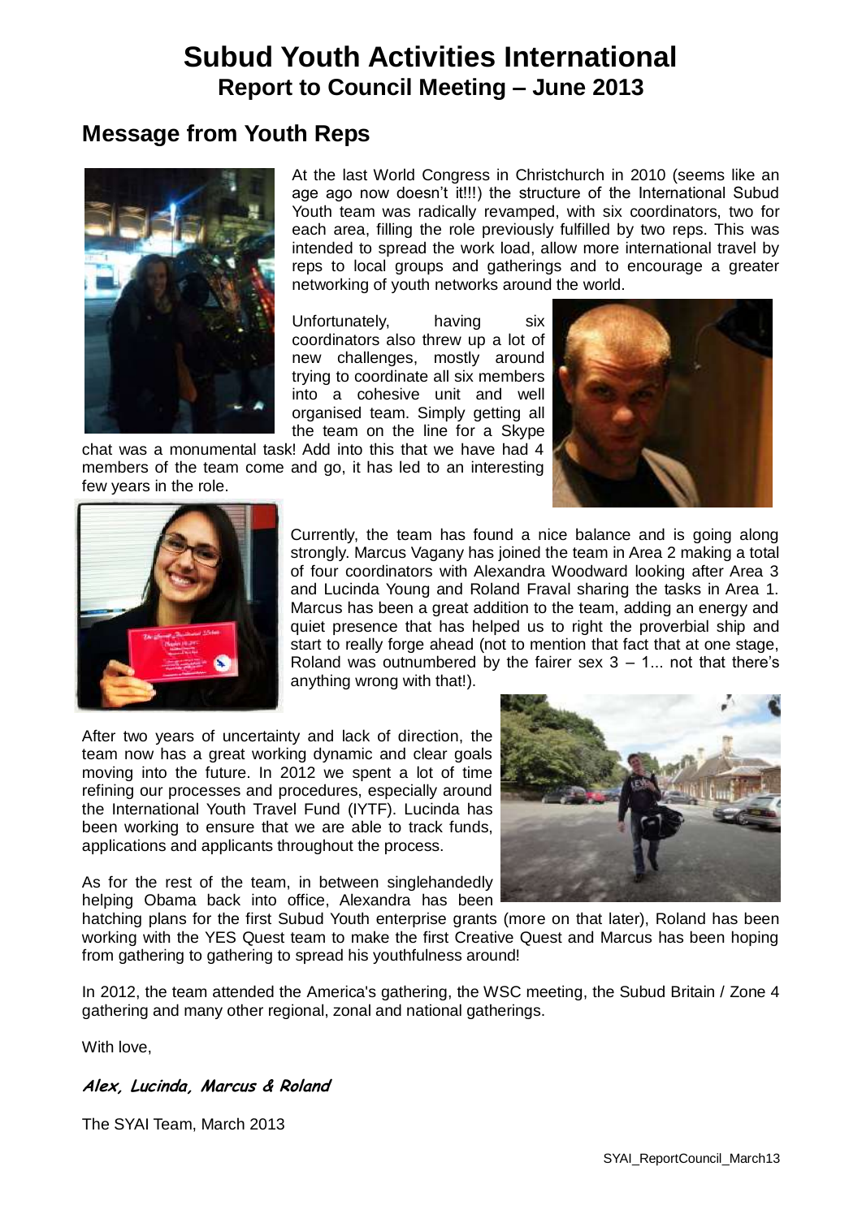# Subud Youth Activities International

## Report to Council Meeting – June 2013

## Message from Youth Reps

At the last World Congress in Christchurch in 2010 (seems like an age ago now doesn't it!!!) the structure of the International Subud Youth team was radically revamped, with six coordinators, two for each area, filling the role previously fulfilled by two reps. This was intended to spread the work load, allow more international travel by reps to local groups and gatherings and to encourage a greater networking of youth networks around the world.

Unfortunately, having six coordinators also threw up a lot of new challenges, mostly around trying to coordinate all six members into a cohesive unit and well organised team. Simply getting all the team on the line for a Skype chat was a monumental task! Add into this that we have had 4 members of the team come and go, it has led to an interesting few years in the role.

Currently, the team has found a nice balance and is going along strongly. Marcus Vagany has joined the team in Area 2 making a total of four coordinators with Alexandra Woodward looking after Area 3 and Lucinda Young and Roland Fraval sharing the tasks in Area 1. Marcus has been a great addition to the team, adding an energy and quiet presence that has helped us to right the proverbial ship and start to really forge ahead (not to mention that fact that at one stage, Roland was outnumbered by the fairer sex 3 – 1... not that there's anything wrong with that!).

After two years of uncertainty and lack of direction, the team now has a great working dynamic and clear goals moving into the future. In 2012 we spent a lot of time refining our processes and procedures, especially around the International Youth Travel Fund (IYTF). Lucinda has been working to ensure that we are able to track funds, applications and applicants throughout the process.

As for the rest of the team, in between singlehandedly helping Obama back into office, Alexandra has been hatching plans for the first Subud Youth enterprise grants (more on that later), Roland has been working with the YES Quest team to make the first Creative Quest and Marcus has been hoping from gathering to gathering to spread his youthfulness around!

In 2012, the team attended the America's gathering, the WSC meeting, the Subud Britain / Zone 4 gathering and many other regional, zonal and national gatherings.

With love,

***Alex, Lucinda, Marcus & Roland***

The SYAI Team, March 2013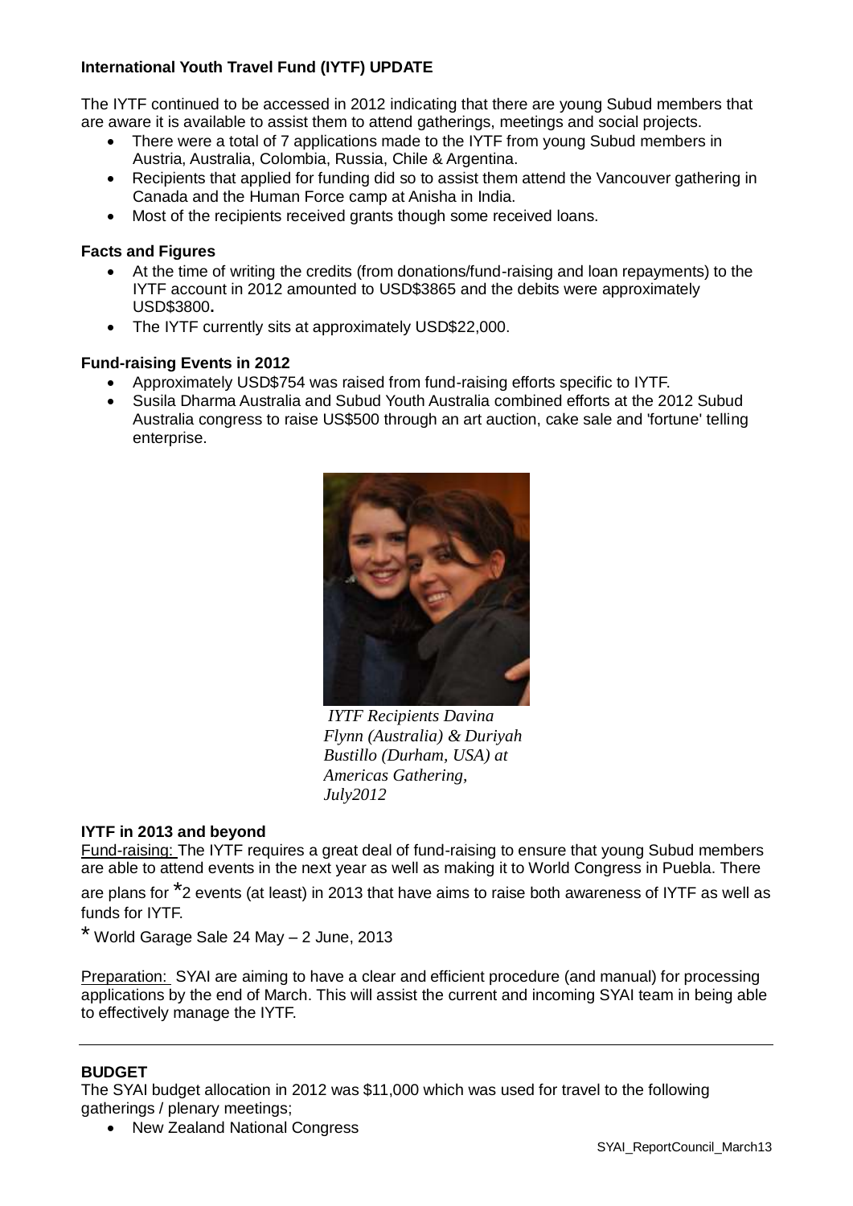**International Youth Travel Fund (IYTF) UPDATE**

The IYTF continued to be accessed in 2012 indicating that there are young Subud members that are aware it is available to assist them to attend gatherings, meetings and social projects.

- There were a total of 7 applications made to the IYTF from young Subud members in Austria, Australia, Colombia, Russia, Chile & Argentina.
- Recipients that applied for funding did so to assist them attend the Vancouver gathering in Canada and the Human Force camp at Anisha in India.
- Most of the recipients received grants though some received loans.

**Facts and Figures**

- At the time of writing the credits (from donations/fund-raising and loan repayments) to the IYTF account in 2012 amounted to USD$3865 and the debits were approximately USD$3800**.**
- The IYTF currently sits at approximately USD$22,000.

**Fund-raising Events in 2012**

- Approximately USD$754 was raised from fund-raising efforts specific to IYTF.
- Susila Dharma Australia and Subud Youth Australia combined efforts at the 2012 Subud Australia congress to raise US$500 through an art auction, cake sale and 'fortune' telling enterprise.

*IYTF Recipients Davina Flynn (Australia) & Duriyah Bustillo (Durham, USA) at Americas Gathering, July2012*

**IYTF in 2013 and beyond**

Fund-raising: The IYTF requires a great deal of fund-raising to ensure that young Subud members are able to attend events in the next year as well as making it to World Congress in Puebla. There are plans for *2 events (at least) in 2013 that have aims to raise both awareness of IYTF as well as funds for IYTF.

* World Garage Sale 24 May – 2 June, 2013

Preparation: SYAI are aiming to have a clear and efficient procedure (and manual) for processing applications by the end of March. This will assist the current and incoming SYAI team in being able to effectively manage the IYTF.

---

**BUDGET**

The SYAI budget allocation in 2012 was $11,000 which was used for travel to the following gatherings / plenary meetings;

- New Zealand National Congress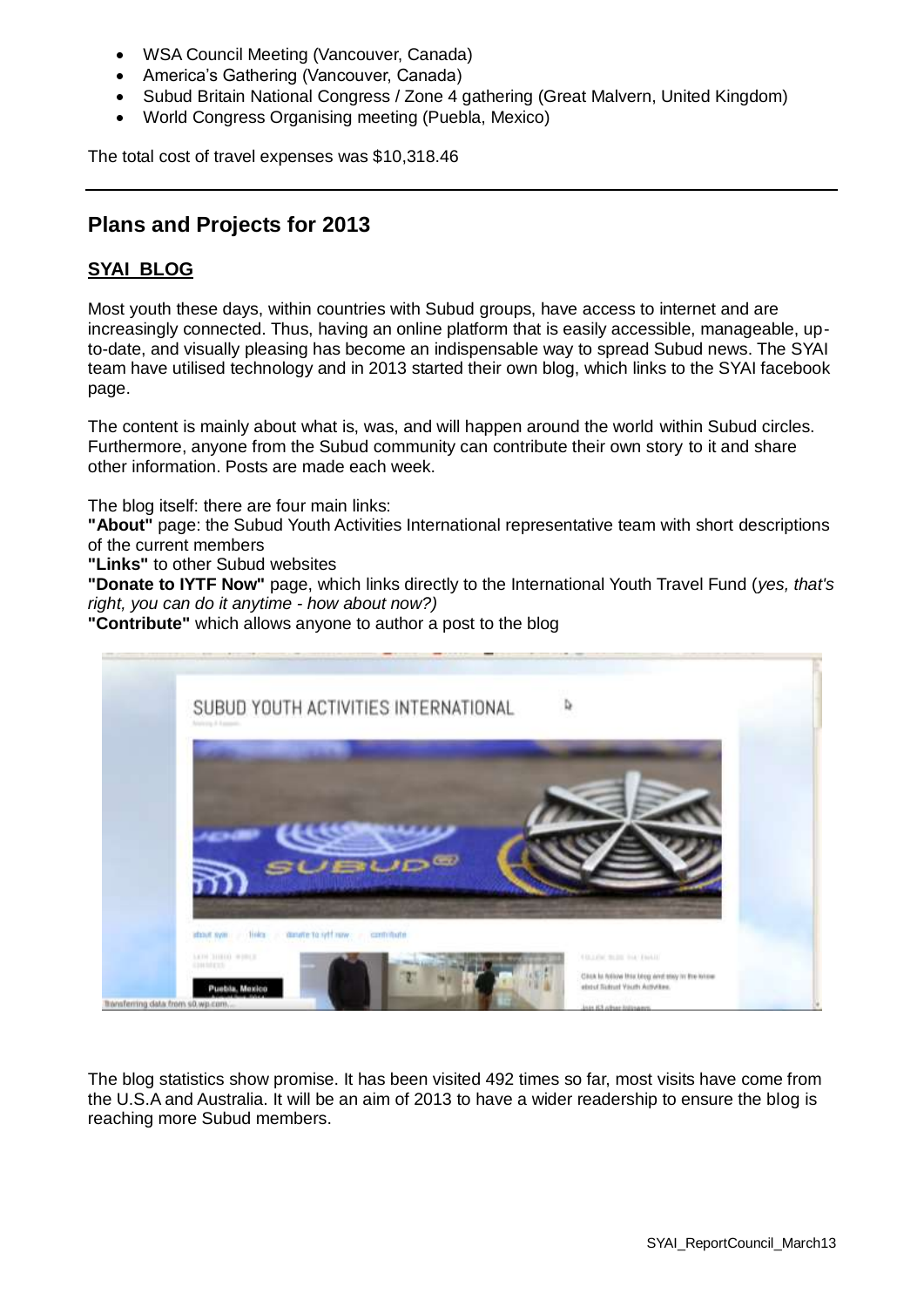- WSA Council Meeting (Vancouver, Canada)
- America's Gathering (Vancouver, Canada)
- Subud Britain National Congress / Zone 4 gathering (Great Malvern, United Kingdom)
- World Congress Organising meeting (Puebla, Mexico)

The total cost of travel expenses was $10,318.46

---

## Plans and Projects for 2013

### SYAI BLOG

Most youth these days, within countries with Subud groups, have access to internet and are increasingly connected. Thus, having an online platform that is easily accessible, manageable, up-to-date, and visually pleasing has become an indispensable way to spread Subud news. The SYAI team have utilised technology and in 2013 started their own blog, which links to the SYAI facebook page.

The content is mainly about what is, was, and will happen around the world within Subud circles. Furthermore, anyone from the Subud community can contribute their own story to it and share other information. Posts are made each week.

The blog itself: there are four main links:
**"About"** page: the Subud Youth Activities International representative team with short descriptions of the current members
**"Links"** to other Subud websites
**"Donate to IYTF Now"** page, which links directly to the International Youth Travel Fund (*yes, that's right, you can do it anytime - how about now?)*
**"Contribute"** which allows anyone to author a post to the blog

The blog statistics show promise. It has been visited 492 times so far, most visits have come from the U.S.A and Australia. It will be an aim of 2013 to have a wider readership to ensure the blog is reaching more Subud members.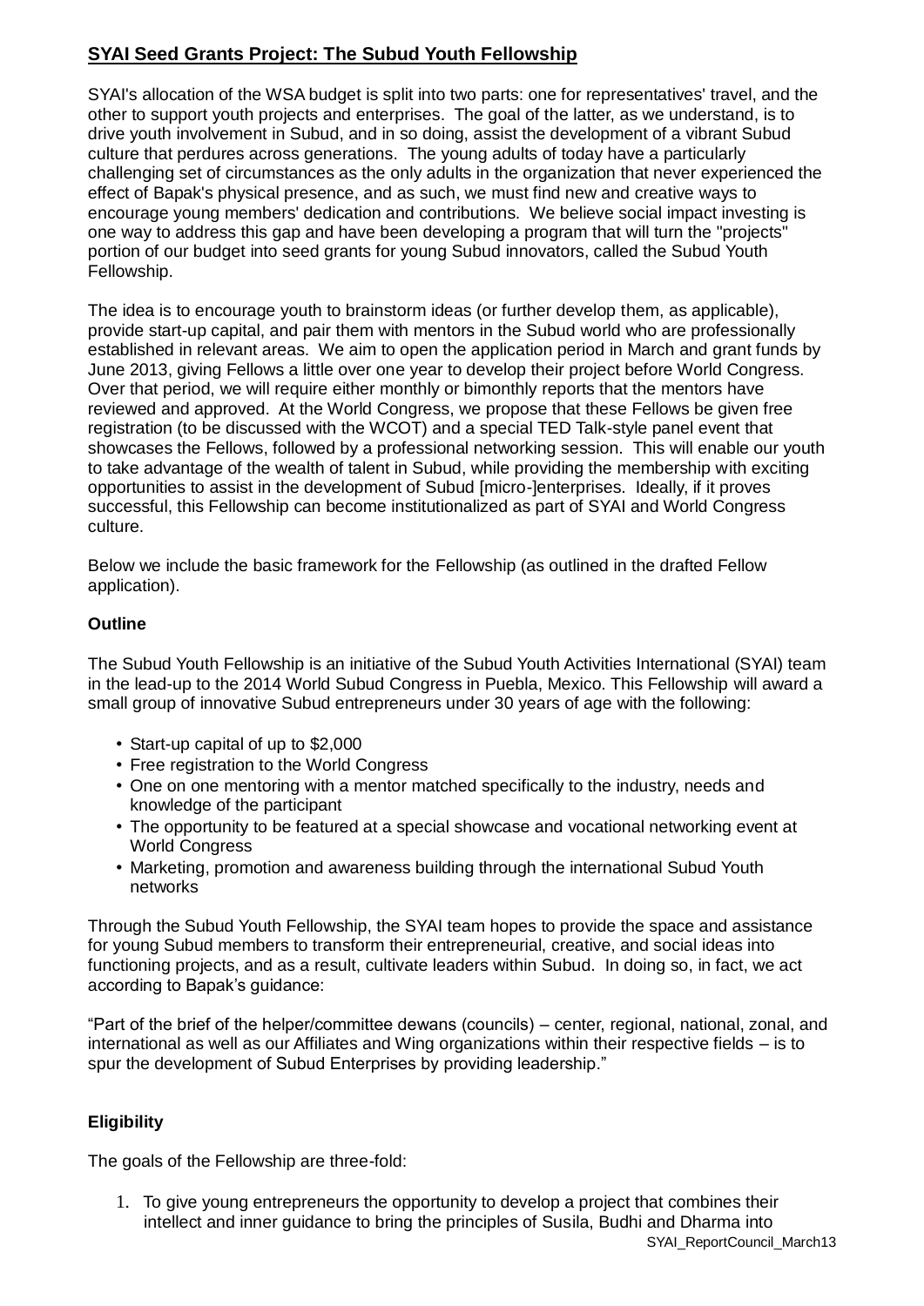## SYAI Seed Grants Project: The Subud Youth Fellowship

SYAI's allocation of the WSA budget is split into two parts: one for representatives' travel, and the other to support youth projects and enterprises. The goal of the latter, as we understand, is to drive youth involvement in Subud, and in so doing, assist the development of a vibrant Subud culture that perdures across generations. The young adults of today have a particularly challenging set of circumstances as the only adults in the organization that never experienced the effect of Bapak's physical presence, and as such, we must find new and creative ways to encourage young members' dedication and contributions. We believe social impact investing is one way to address this gap and have been developing a program that will turn the "projects" portion of our budget into seed grants for young Subud innovators, called the Subud Youth Fellowship.

The idea is to encourage youth to brainstorm ideas (or further develop them, as applicable), provide start-up capital, and pair them with mentors in the Subud world who are professionally established in relevant areas. We aim to open the application period in March and grant funds by June 2013, giving Fellows a little over one year to develop their project before World Congress. Over that period, we will require either monthly or bimonthly reports that the mentors have reviewed and approved. At the World Congress, we propose that these Fellows be given free registration (to be discussed with the WCOT) and a special TED Talk-style panel event that showcases the Fellows, followed by a professional networking session. This will enable our youth to take advantage of the wealth of talent in Subud, while providing the membership with exciting opportunities to assist in the development of Subud [micro-]enterprises. Ideally, if it proves successful, this Fellowship can become institutionalized as part of SYAI and World Congress culture.

Below we include the basic framework for the Fellowship (as outlined in the drafted Fellow application).

### Outline

The Subud Youth Fellowship is an initiative of the Subud Youth Activities International (SYAI) team in the lead-up to the 2014 World Subud Congress in Puebla, Mexico. This Fellowship will award a small group of innovative Subud entrepreneurs under 30 years of age with the following:

- Start-up capital of up to $2,000
- Free registration to the World Congress
- One on one mentoring with a mentor matched specifically to the industry, needs and knowledge of the participant
- The opportunity to be featured at a special showcase and vocational networking event at World Congress
- Marketing, promotion and awareness building through the international Subud Youth networks

Through the Subud Youth Fellowship, the SYAI team hopes to provide the space and assistance for young Subud members to transform their entrepreneurial, creative, and social ideas into functioning projects, and as a result, cultivate leaders within Subud. In doing so, in fact, we act according to Bapak's guidance:

"Part of the brief of the helper/committee dewans (councils) – center, regional, national, zonal, and international as well as our Affiliates and Wing organizations within their respective fields – is to spur the development of Subud Enterprises by providing leadership."

### Eligibility

The goals of the Fellowship are three-fold:

1. To give young entrepreneurs the opportunity to develop a project that combines their intellect and inner guidance to bring the principles of Susila, Budhi and Dharma into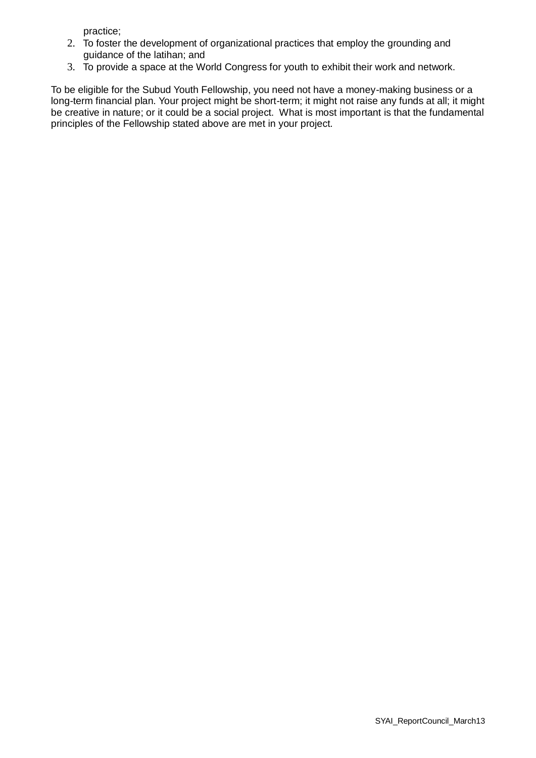practice;

2. To foster the development of organizational practices that employ the grounding and guidance of the latihan; and
3. To provide a space at the World Congress for youth to exhibit their work and network.

To be eligible for the Subud Youth Fellowship, you need not have a money-making business or a long-term financial plan. Your project might be short-term; it might not raise any funds at all; it might be creative in nature; or it could be a social project. What is most important is that the fundamental principles of the Fellowship stated above are met in your project.